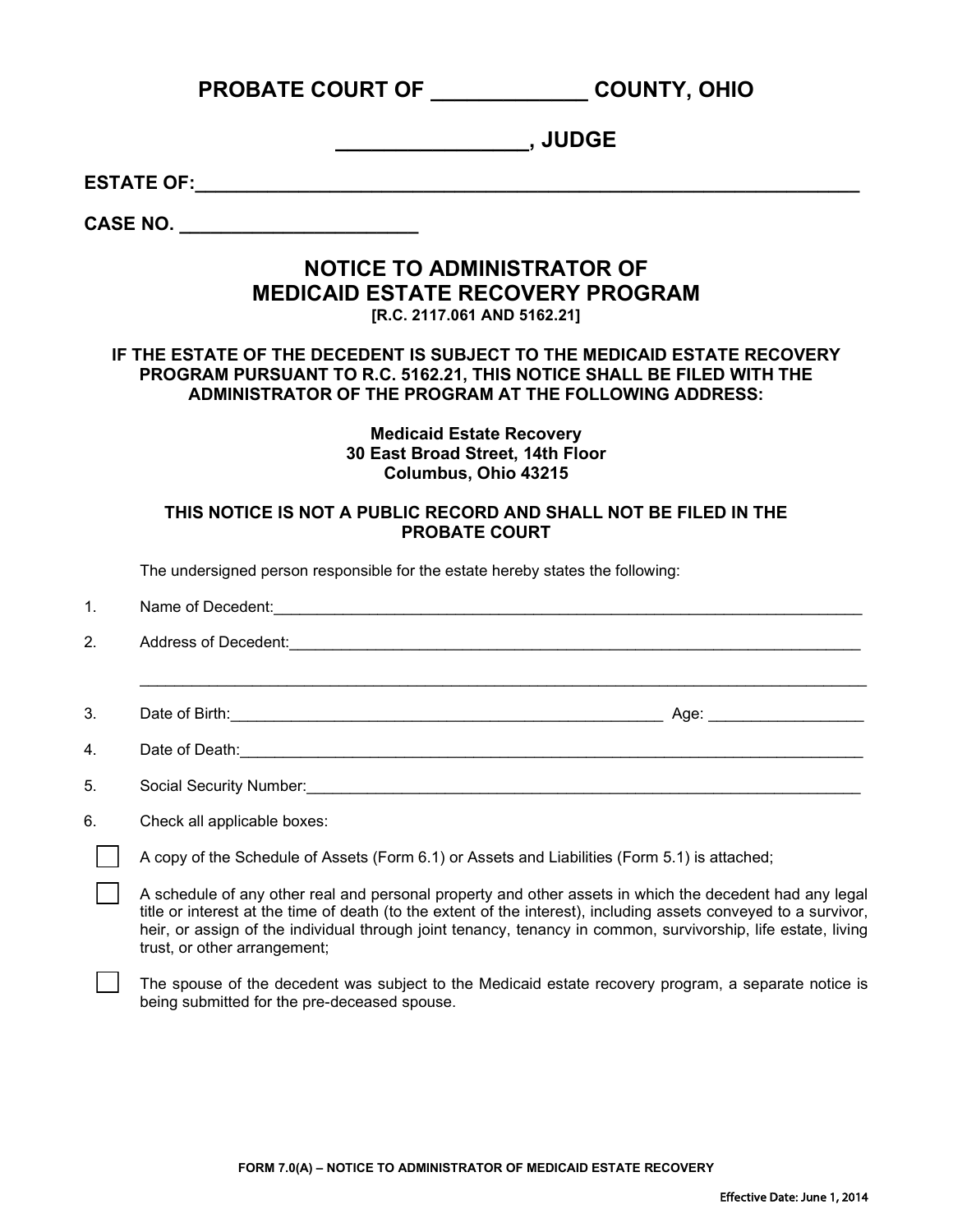# PROBATE COURT OF \_\_\_\_\_\_\_\_\_\_\_\_\_ COUNTY, OHIO

## \_\_\_\_\_\_\_\_\_\_\_\_\_\_\_\_\_, JUDGE

**ESTATE OF:**\_\_\_\_\_\_\_\_\_\_\_\_\_\_\_\_\_\_\_\_\_\_\_\_\_\_\_\_\_\_\_\_\_\_\_\_\_\_\_\_\_\_\_\_\_\_\_\_\_\_\_\_\_\_\_\_\_\_\_\_

**CASE NO.** \_\_\_\_\_\_\_\_\_\_\_\_\_\_\_\_\_\_\_\_\_\_

## NOTICE TO ADMINISTRATOR OF MEDICAID ESTATE RECOVERY PROGRAM

**[R.C. 2117.061 AND 5162.21]**

**IF THE ESTATE OF THE DECEDENT IS SUBJECT TO THE MEDICAID ESTATE RECOVERY PROGRAM PURSUANT TO R.C. 5162.21, THIS NOTICE SHALL BE FILED WITH THE ADMINISTRATOR OF THE PROGRAM AT THE FOLLOWING ADDRESS:**

**Medicaid Estate Recovery**
**30 East Broad Street, 14th Floor**
**Columbus, Ohio 43215**

**THIS NOTICE IS NOT A PUBLIC RECORD AND SHALL NOT BE FILED IN THE PROBATE COURT**

The undersigned person responsible for the estate hereby states the following:

1. Name of Decedent:\_\_\_\_\_\_\_\_\_\_\_\_\_\_\_\_\_\_\_\_\_\_\_\_\_\_\_\_\_\_\_\_\_\_\_\_\_\_\_\_\_\_\_\_\_\_\_\_\_\_\_\_\_\_\_\_\_\_\_\_
2. Address of Decedent:\_\_\_\_\_\_\_\_\_\_\_\_\_\_\_\_\_\_\_\_\_\_\_\_\_\_\_\_\_\_\_\_\_\_\_\_\_\_\_\_\_\_\_\_\_\_\_\_\_\_\_\_\_\_\_\_\_\_
   \_\_\_\_\_\_\_\_\_\_\_\_\_\_\_\_\_\_\_\_\_\_\_\_\_\_\_\_\_\_\_\_\_\_\_\_\_\_\_\_\_\_\_\_\_\_\_\_\_\_\_\_\_\_\_\_\_\_\_\_\_\_\_\_\_\_\_\_\_\_\_\_\_\_
3. Date of Birth:\_\_\_\_\_\_\_\_\_\_\_\_\_\_\_\_\_\_\_\_\_\_\_\_\_\_\_\_\_\_\_\_\_\_\_\_\_\_\_\_\_\_\_\_\_ Age: \_\_\_\_\_\_\_\_\_\_\_\_\_\_\_\_
4. Date of Death:\_\_\_\_\_\_\_\_\_\_\_\_\_\_\_\_\_\_\_\_\_\_\_\_\_\_\_\_\_\_\_\_\_\_\_\_\_\_\_\_\_\_\_\_\_\_\_\_\_\_\_\_\_\_\_\_\_\_\_\_\_\_
5. Social Security Number:\_\_\_\_\_\_\_\_\_\_\_\_\_\_\_\_\_\_\_\_\_\_\_\_\_\_\_\_\_\_\_\_\_\_\_\_\_\_\_\_\_\_\_\_\_\_\_\_\_\_\_\_\_\_\_
6. Check all applicable boxes:

- ☐ A copy of the Schedule of Assets (Form 6.1) or Assets and Liabilities (Form 5.1) is attached;
- ☐ A schedule of any other real and personal property and other assets in which the decedent had any legal title or interest at the time of death (to the extent of the interest), including assets conveyed to a survivor, heir, or assign of the individual through joint tenancy, tenancy in common, survivorship, life estate, living trust, or other arrangement;
- ☐ The spouse of the decedent was subject to the Medicaid estate recovery program, a separate notice is being submitted for the pre-deceased spouse.

FORM 7.0(A) – NOTICE TO ADMINISTRATOR OF MEDICAID ESTATE RECOVERY

Effective Date: June 1, 2014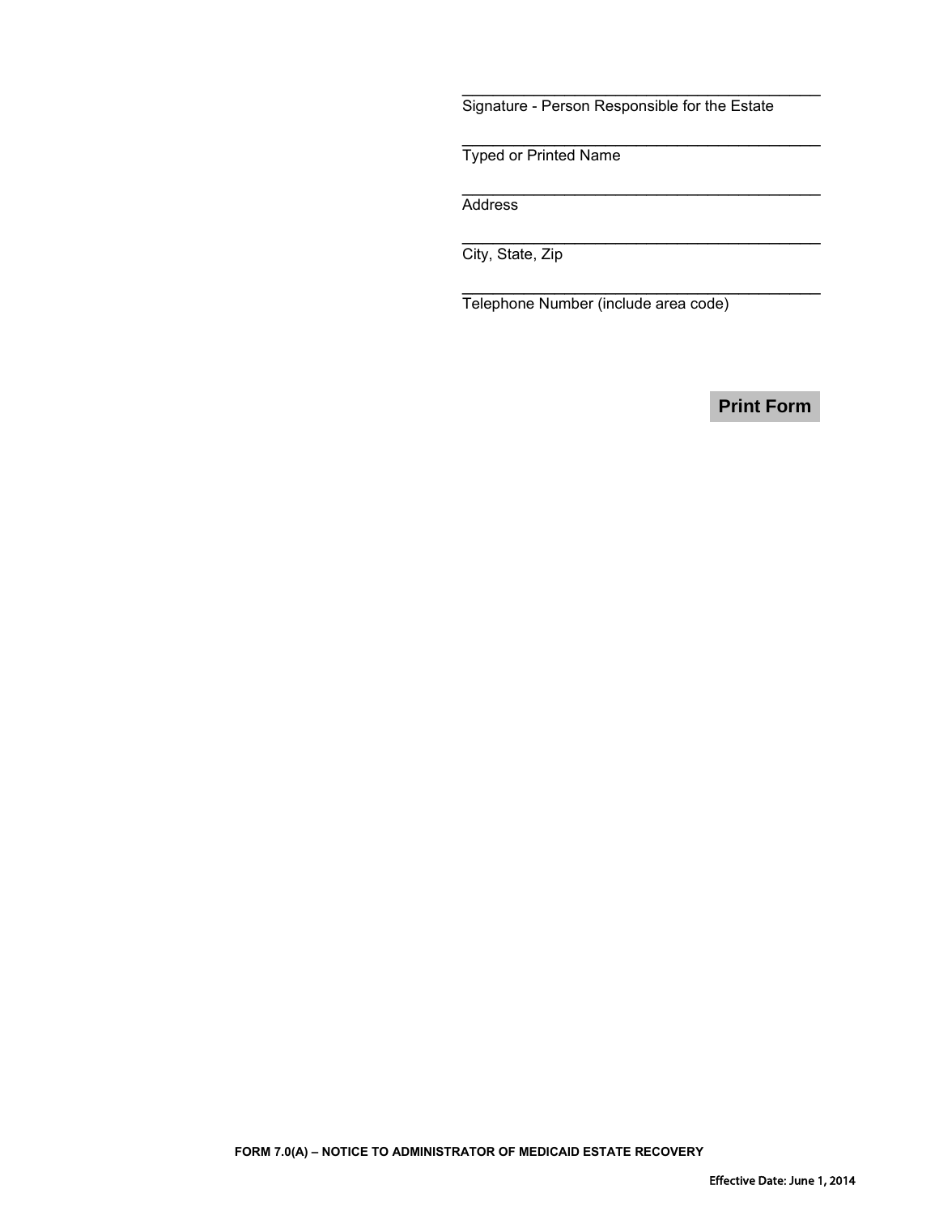\_\_\_\_\_\_\_\_\_\_\_\_\_\_\_\_\_\_\_\_\_\_\_\_\_\_\_\_\_\_\_\_\_\_\_\_\_\_\_\_
Signature - Person Responsible for the Estate

\_\_\_\_\_\_\_\_\_\_\_\_\_\_\_\_\_\_\_\_\_\_\_\_\_\_\_\_\_\_\_\_\_\_\_\_\_\_\_\_
Typed or Printed Name

\_\_\_\_\_\_\_\_\_\_\_\_\_\_\_\_\_\_\_\_\_\_\_\_\_\_\_\_\_\_\_\_\_\_\_\_\_\_\_\_
Address

\_\_\_\_\_\_\_\_\_\_\_\_\_\_\_\_\_\_\_\_\_\_\_\_\_\_\_\_\_\_\_\_\_\_\_\_\_\_\_\_
City, State, Zip

\_\_\_\_\_\_\_\_\_\_\_\_\_\_\_\_\_\_\_\_\_\_\_\_\_\_\_\_\_\_\_\_\_\_\_\_\_\_\_\_
Telephone Number (include area code)

**Print Form**

**FORM 7.0(A) – NOTICE TO ADMINISTRATOR OF MEDICAID ESTATE RECOVERY**

**Effective Date: June 1, 2014**